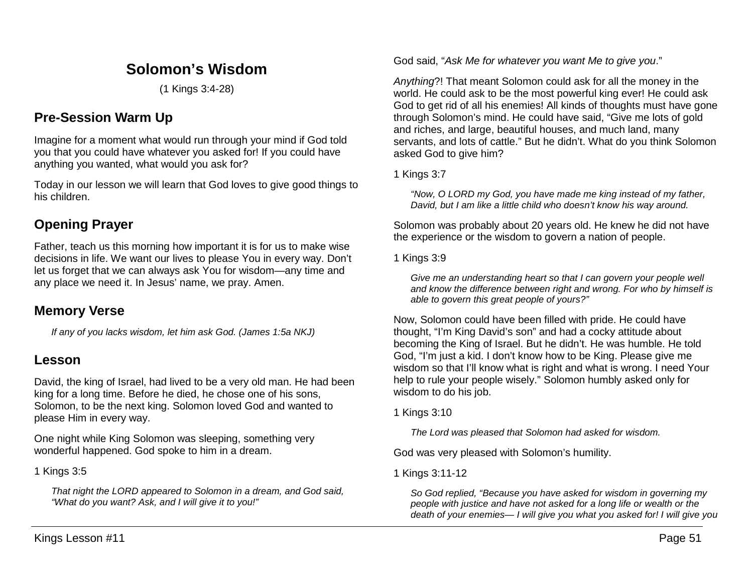# Solomon's Wisdom

(1 Kings 3:4-28)

## Pre-Session Warm Up

Imagine for a moment what would run through your mind if God told you that you could have whatever you asked for! If you could have anything you wanted, what would you ask for?

Today in our lesson we will learn that God loves to give good things to his children.

## Opening Prayer

Father, teach us this morning how important it is for us to make wise decisions in life. We want our lives to please You in every way. Don't let us forget that we can always ask You for wisdom—any time and any place we need it. In Jesus' name, we pray. Amen.

## Memory Verse

> *If any of you lacks wisdom, let him ask God. (James 1:5a NKJ)*

## Lesson

David, the king of Israel, had lived to be a very old man. He had been king for a long time. Before he died, he chose one of his sons, Solomon, to be the next king. Solomon loved God and wanted to please Him in every way.

One night while King Solomon was sleeping, something very wonderful happened. God spoke to him in a dream.

1 Kings 3:5

> *That night the LORD appeared to Solomon in a dream, and God said, "What do you want? Ask, and I will give it to you!"*

God said, "*Ask Me for whatever you want Me to give you*."

*Anything*?! That meant Solomon could ask for all the money in the world. He could ask to be the most powerful king ever! He could ask God to get rid of all his enemies! All kinds of thoughts must have gone through Solomon's mind. He could have said, "Give me lots of gold and riches, and large, beautiful houses, and much land, many servants, and lots of cattle." But he didn't. What do you think Solomon asked God to give him?

1 Kings 3:7

> *"Now, O LORD my God, you have made me king instead of my father, David, but I am like a little child who doesn't know his way around.*

Solomon was probably about 20 years old. He knew he did not have the experience or the wisdom to govern a nation of people.

1 Kings 3:9

> *Give me an understanding heart so that I can govern your people well and know the difference between right and wrong. For who by himself is able to govern this great people of yours?"*

Now, Solomon could have been filled with pride. He could have thought, "I'm King David's son" and had a cocky attitude about becoming the King of Israel. But he didn't. He was humble. He told God, "I'm just a kid. I don't know how to be King. Please give me wisdom so that I'll know what is right and what is wrong. I need Your help to rule your people wisely." Solomon humbly asked only for wisdom to do his job.

1 Kings 3:10

> *The Lord was pleased that Solomon had asked for wisdom.*

God was very pleased with Solomon's humility.

1 Kings 3:11-12

> *So God replied, "Because you have asked for wisdom in governing my people with justice and have not asked for a long life or wealth or the death of your enemies— I will give you what you asked for! I will give you*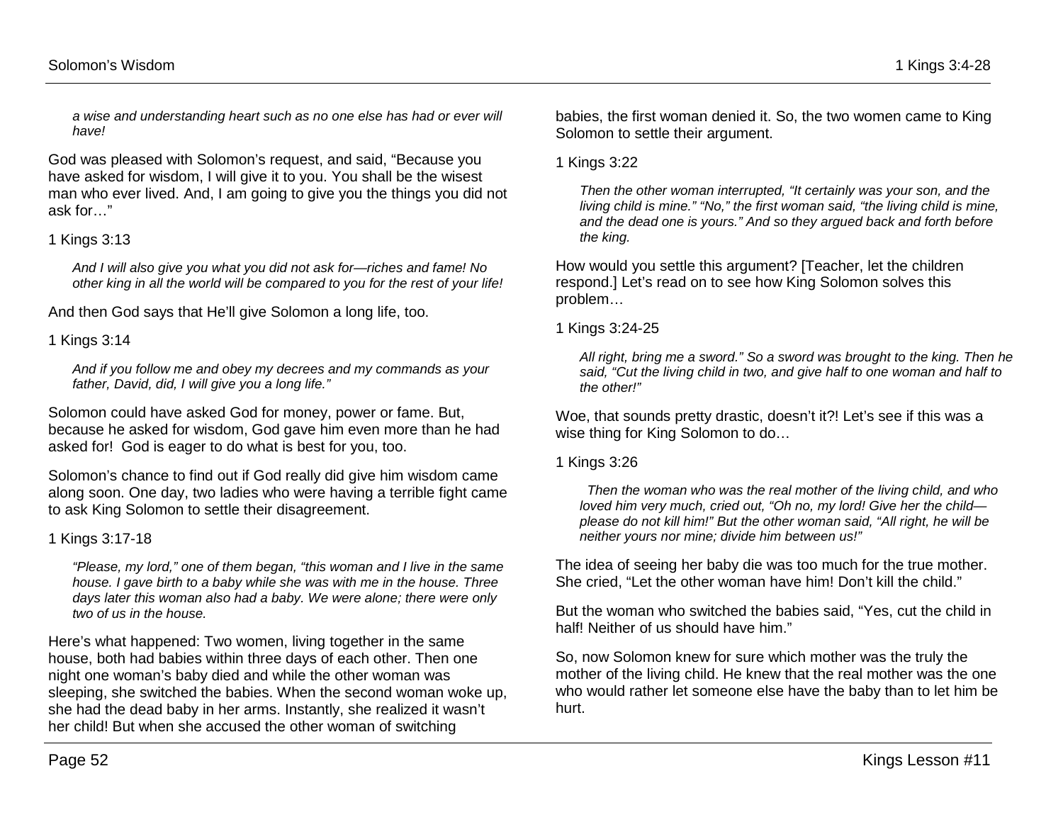*a wise and understanding heart such as no one else has had or ever will have!*

God was pleased with Solomon's request, and said, "Because you have asked for wisdom, I will give it to you. You shall be the wisest man who ever lived. And, I am going to give you the things you did not ask for…"

1 Kings 3:13

> *And I will also give you what you did not ask for—riches and fame! No other king in all the world will be compared to you for the rest of your life!*

And then God says that He'll give Solomon a long life, too.

1 Kings 3:14

> *And if you follow me and obey my decrees and my commands as your father, David, did, I will give you a long life."*

Solomon could have asked God for money, power or fame. But, because he asked for wisdom, God gave him even more than he had asked for! God is eager to do what is best for you, too.

Solomon's chance to find out if God really did give him wisdom came along soon. One day, two ladies who were having a terrible fight came to ask King Solomon to settle their disagreement.

1 Kings 3:17-18

> *"Please, my lord," one of them began, "this woman and I live in the same house. I gave birth to a baby while she was with me in the house. Three days later this woman also had a baby. We were alone; there were only two of us in the house.*

Here's what happened: Two women, living together in the same house, both had babies within three days of each other. Then one night one woman's baby died and while the other woman was sleeping, she switched the babies. When the second woman woke up, she had the dead baby in her arms. Instantly, she realized it wasn't her child! But when she accused the other woman of switching babies, the first woman denied it. So, the two women came to King Solomon to settle their argument.

1 Kings 3:22

> *Then the other woman interrupted, "It certainly was your son, and the living child is mine." "No," the first woman said, "the living child is mine, and the dead one is yours." And so they argued back and forth before the king.*

How would you settle this argument? [Teacher, let the children respond.] Let's read on to see how King Solomon solves this problem…

1 Kings 3:24-25

> *All right, bring me a sword." So a sword was brought to the king. Then he said, "Cut the living child in two, and give half to one woman and half to the other!"*

Woe, that sounds pretty drastic, doesn't it?! Let's see if this was a wise thing for King Solomon to do…

1 Kings 3:26

> *Then the woman who was the real mother of the living child, and who loved him very much, cried out, "Oh no, my lord! Give her the child—please do not kill him!" But the other woman said, "All right, he will be neither yours nor mine; divide him between us!"*

The idea of seeing her baby die was too much for the true mother. She cried, "Let the other woman have him! Don't kill the child."

But the woman who switched the babies said, "Yes, cut the child in half! Neither of us should have him."

So, now Solomon knew for sure which mother was the truly the mother of the living child. He knew that the real mother was the one who would rather let someone else have the baby than to let him be hurt.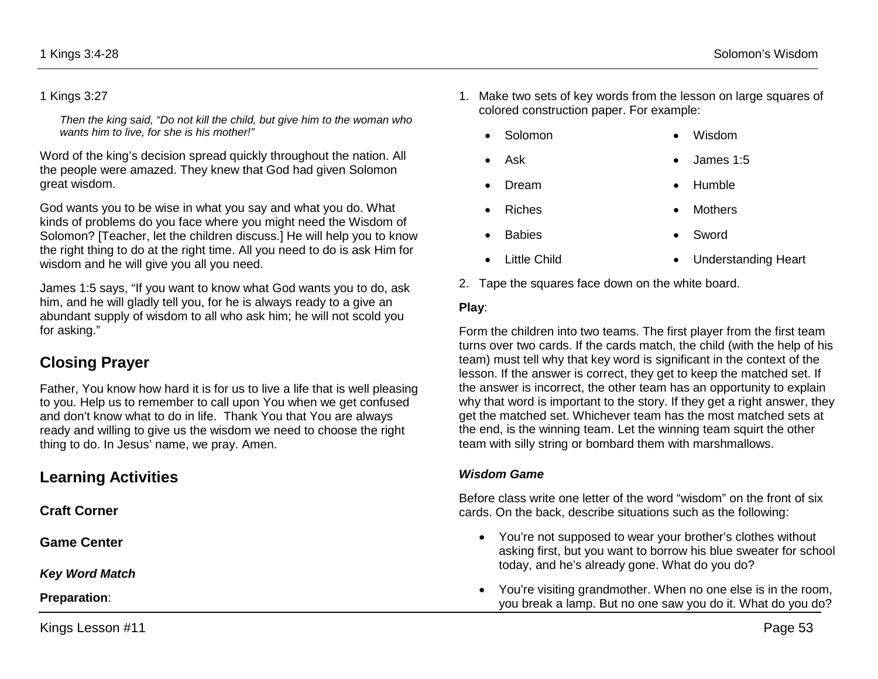1 Kings 3:27

*Then the king said, "Do not kill the child, but give him to the woman who wants him to live, for she is his mother!"*

Word of the king's decision spread quickly throughout the nation. All the people were amazed. They knew that God had given Solomon great wisdom.

God wants you to be wise in what you say and what you do. What kinds of problems do you face where you might need the Wisdom of Solomon? [Teacher, let the children discuss.] He will help you to know the right thing to do at the right time. All you need to do is ask Him for wisdom and he will give you all you need.

James 1:5 says, "If you want to know what God wants you to do, ask him, and he will gladly tell you, for he is always ready to a give an abundant supply of wisdom to all who ask him; he will not scold you for asking."

## Closing Prayer

Father, You know how hard it is for us to live a life that is well pleasing to you. Help us to remember to call upon You when we get confused and don't know what to do in life. Thank You that You are always ready and willing to give us the wisdom we need to choose the right thing to do. In Jesus' name, we pray. Amen.

## Learning Activities

### Craft Corner

### Game Center

#### *Key Word Match*

**Preparation**:

1. Make two sets of key words from the lesson on large squares of colored construction paper. For example:
   - Solomon
   - Wisdom
   - Ask
   - James 1:5
   - Dream
   - Humble
   - Riches
   - Mothers
   - Babies
   - Sword
   - Little Child
   - Understanding Heart
2. Tape the squares face down on the white board.

**Play**:

Form the children into two teams. The first player from the first team turns over two cards. If the cards match, the child (with the help of his team) must tell why that key word is significant in the context of the lesson. If the answer is correct, they get to keep the matched set. If the answer is incorrect, the other team has an opportunity to explain why that word is important to the story. If they get a right answer, they get the matched set. Whichever team has the most matched sets at the end, is the winning team. Let the winning team squirt the other team with silly string or bombard them with marshmallows.

#### *Wisdom Game*

Before class write one letter of the word "wisdom" on the front of six cards. On the back, describe situations such as the following:

- You're not supposed to wear your brother's clothes without asking first, but you want to borrow his blue sweater for school today, and he's already gone. What do you do?
- You're visiting grandmother. When no one else is in the room, you break a lamp. But no one saw you do it. What do you do?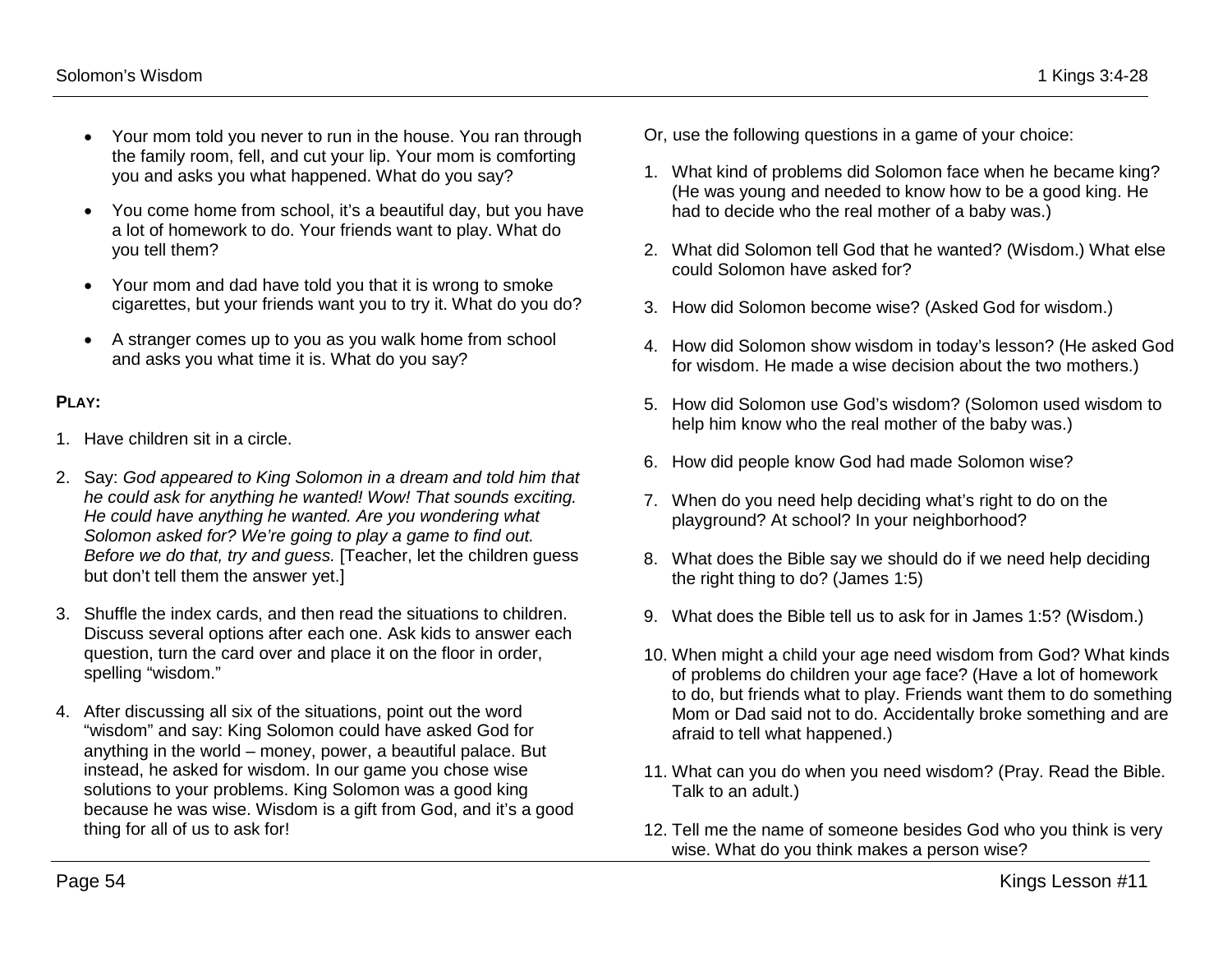- Your mom told you never to run in the house. You ran through the family room, fell, and cut your lip. Your mom is comforting you and asks you what happened. What do you say?
- You come home from school, it's a beautiful day, but you have a lot of homework to do. Your friends want to play. What do you tell them?
- Your mom and dad have told you that it is wrong to smoke cigarettes, but your friends want you to try it. What do you do?
- A stranger comes up to you as you walk home from school and asks you what time it is. What do you say?

**PLAY:**

1. Have children sit in a circle.
2. Say: *God appeared to King Solomon in a dream and told him that he could ask for anything he wanted! Wow! That sounds exciting. He could have anything he wanted. Are you wondering what Solomon asked for? We're going to play a game to find out. Before we do that, try and guess.* [Teacher, let the children guess but don't tell them the answer yet.]
3. Shuffle the index cards, and then read the situations to children. Discuss several options after each one. Ask kids to answer each question, turn the card over and place it on the floor in order, spelling "wisdom."
4. After discussing all six of the situations, point out the word "wisdom" and say: King Solomon could have asked God for anything in the world – money, power, a beautiful palace. But instead, he asked for wisdom. In our game you chose wise solutions to your problems. King Solomon was a good king because he was wise. Wisdom is a gift from God, and it's a good thing for all of us to ask for!

Or, use the following questions in a game of your choice:

1. What kind of problems did Solomon face when he became king? (He was young and needed to know how to be a good king. He had to decide who the real mother of a baby was.)
2. What did Solomon tell God that he wanted? (Wisdom.) What else could Solomon have asked for?
3. How did Solomon become wise? (Asked God for wisdom.)
4. How did Solomon show wisdom in today's lesson? (He asked God for wisdom. He made a wise decision about the two mothers.)
5. How did Solomon use God's wisdom? (Solomon used wisdom to help him know who the real mother of the baby was.)
6. How did people know God had made Solomon wise?
7. When do you need help deciding what's right to do on the playground? At school? In your neighborhood?
8. What does the Bible say we should do if we need help deciding the right thing to do? (James 1:5)
9. What does the Bible tell us to ask for in James 1:5? (Wisdom.)
10. When might a child your age need wisdom from God? What kinds of problems do children your age face? (Have a lot of homework to do, but friends want to play. Friends want them to do something Mom or Dad said not to do. Accidentally broke something and are afraid to tell what happened.)
11. What can you do when you need wisdom? (Pray. Read the Bible. Talk to an adult.)
12. Tell me the name of someone besides God who you think is very wise. What do you think makes a person wise?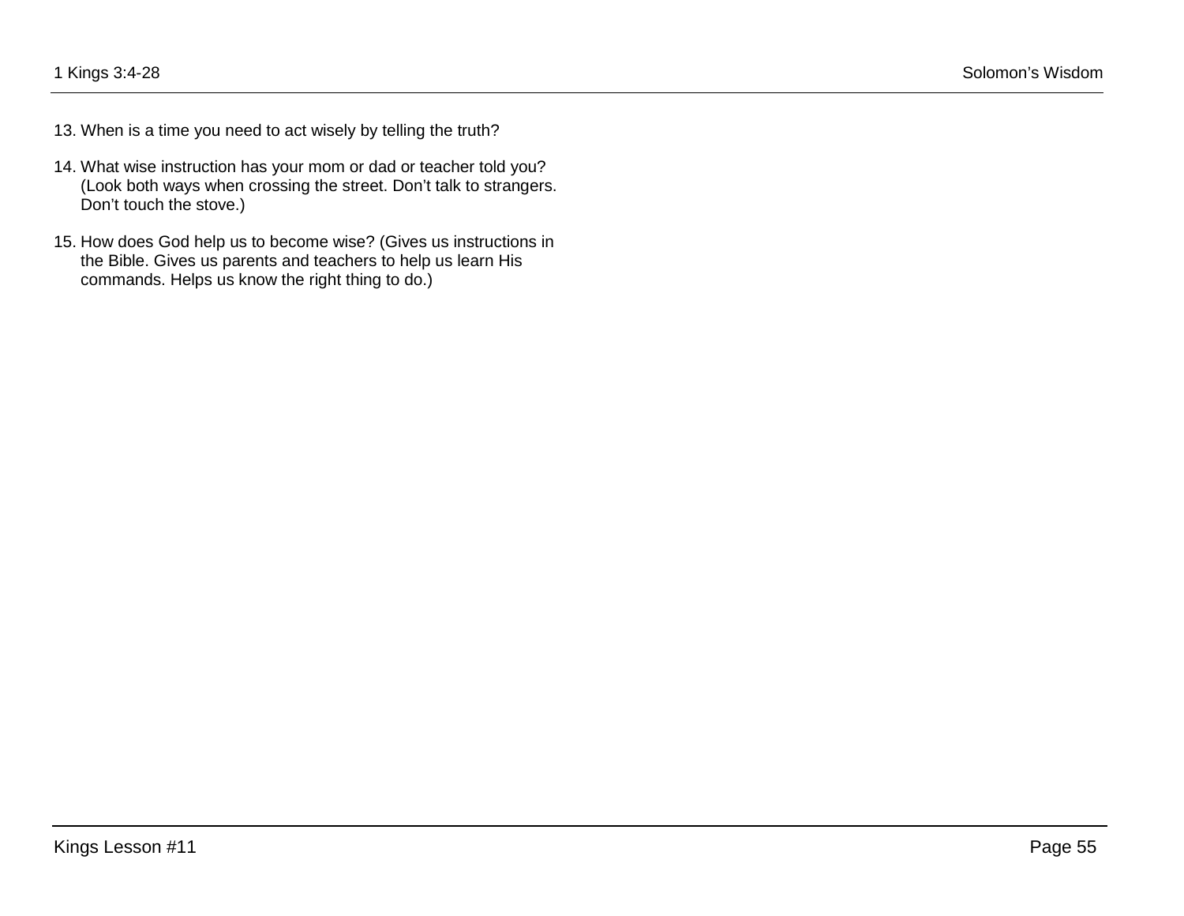13. When is a time you need to act wisely by telling the truth?

14. What wise instruction has your mom or dad or teacher told you? (Look both ways when crossing the street. Don't talk to strangers. Don't touch the stove.)

15. How does God help us to become wise? (Gives us instructions in the Bible. Gives us parents and teachers to help us learn His commands. Helps us know the right thing to do.)